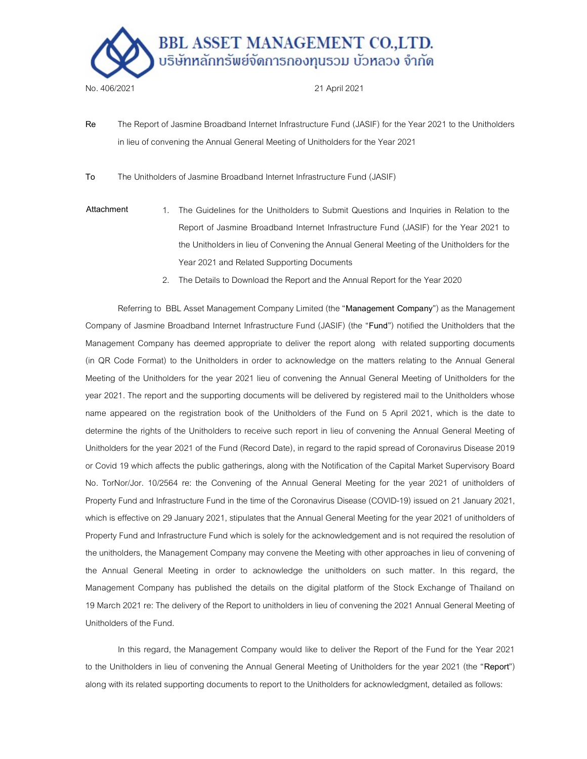**BBL ASSET MANAGEMENT CO.,LTD.**
**บริษัทหลักทรัพย์จัดการกองทุนรวม บัวหลวง จำกัด**

No. 406/2021 21 April 2021

**Re** The Report of Jasmine Broadband Internet Infrastructure Fund (JASIF) for the Year 2021 to the Unitholders in lieu of convening the Annual General Meeting of Unitholders for the Year 2021

**To** The Unitholders of Jasmine Broadband Internet Infrastructure Fund (JASIF)

**Attachment**

1. The Guidelines for the Unitholders to Submit Questions and Inquiries in Relation to the Report of Jasmine Broadband Internet Infrastructure Fund (JASIF) for the Year 2021 to the Unitholders in lieu of Convening the Annual General Meeting of the Unitholders for the Year 2021 and Related Supporting Documents
2. The Details to Download the Report and the Annual Report for the Year 2020

Referring to BBL Asset Management Company Limited (the "**Management Company**") as the Management Company of Jasmine Broadband Internet Infrastructure Fund (JASIF) (the "**Fund**") notified the Unitholders that the Management Company has deemed appropriate to deliver the report along with related supporting documents (in QR Code Format) to the Unitholders in order to acknowledge on the matters relating to the Annual General Meeting of the Unitholders for the year 2021 lieu of convening the Annual General Meeting of Unitholders for the year 2021. The report and the supporting documents will be delivered by registered mail to the Unitholders whose name appeared on the registration book of the Unitholders of the Fund on 5 April 2021, which is the date to determine the rights of the Unitholders to receive such report in lieu of convening the Annual General Meeting of Unitholders for the year 2021 of the Fund (Record Date), in regard to the rapid spread of Coronavirus Disease 2019 or Covid 19 which affects the public gatherings, along with the Notification of the Capital Market Supervisory Board No. TorNor/Jor. 10/2564 re: the Convening of the Annual General Meeting for the year 2021 of unitholders of Property Fund and Infrastructure Fund in the time of the Coronavirus Disease (COVID-19) issued on 21 January 2021, which is effective on 29 January 2021, stipulates that the Annual General Meeting for the year 2021 of unitholders of Property Fund and Infrastructure Fund which is solely for the acknowledgement and is not required the resolution of the unitholders, the Management Company may convene the Meeting with other approaches in lieu of convening of the Annual General Meeting in order to acknowledge the unitholders on such matter. In this regard, the Management Company has published the details on the digital platform of the Stock Exchange of Thailand on 19 March 2021 re: The delivery of the Report to unitholders in lieu of convening the 2021 Annual General Meeting of Unitholders of the Fund.

In this regard, the Management Company would like to deliver the Report of the Fund for the Year 2021 to the Unitholders in lieu of convening the Annual General Meeting of Unitholders for the year 2021 (the "**Report**") along with its related supporting documents to report to the Unitholders for acknowledgment, detailed as follows: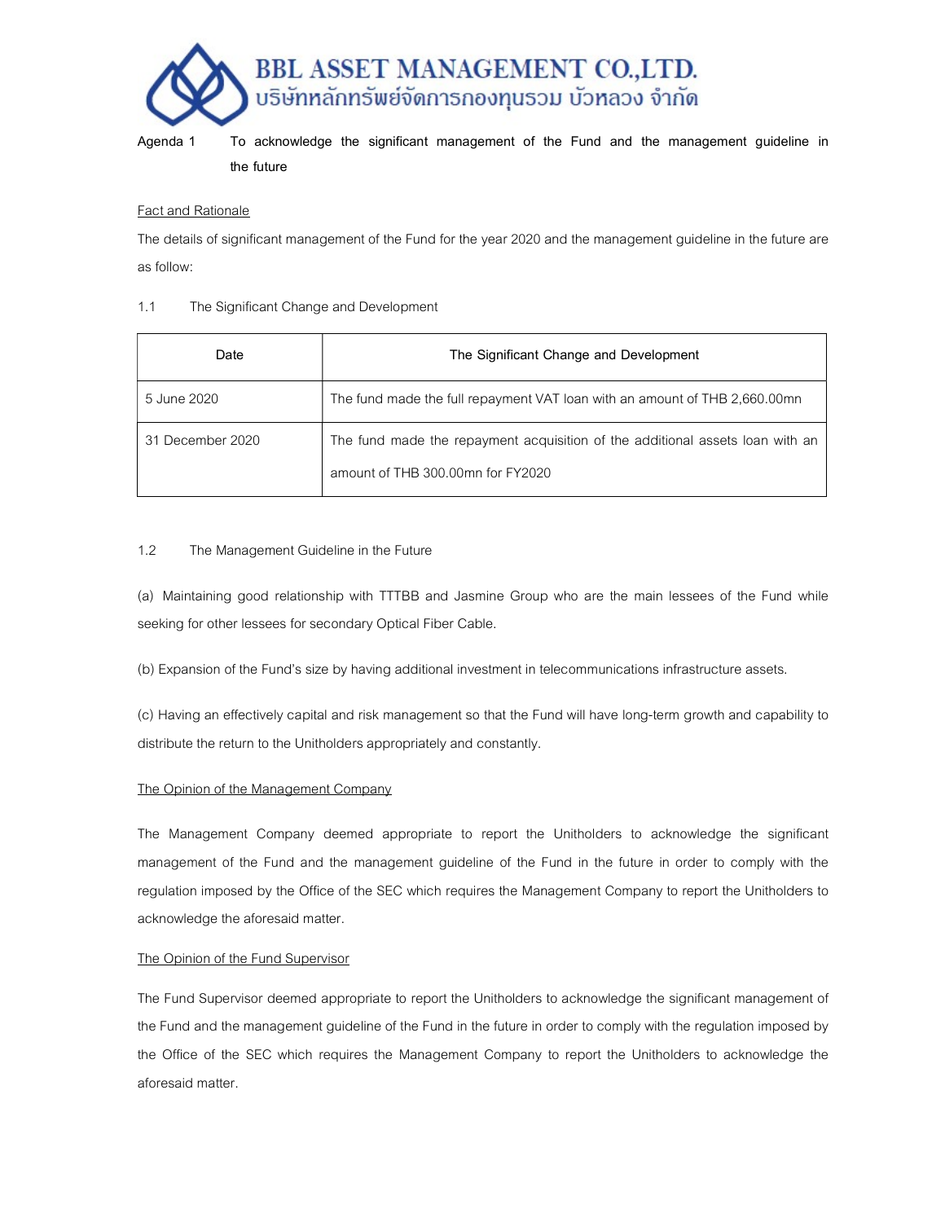Agenda 1 **To acknowledge the significant management of the Fund and the management guideline in the future**

Fact and Rationale

The details of significant management of the Fund for the year 2020 and the management guideline in the future are as follow:

1.1 The Significant Change and Development

| Date | The Significant Change and Development |
|---|---|
| 5 June 2020 | The fund made the full repayment VAT loan with an amount of THB 2,660.00mn |
| 31 December 2020 | The fund made the repayment acquisition of the additional assets loan with an amount of THB 300.00mn for FY2020 |

1.2 The Management Guideline in the Future

(a) Maintaining good relationship with TTTBB and Jasmine Group who are the main lessees of the Fund while seeking for other lessees for secondary Optical Fiber Cable.

(b) Expansion of the Fund's size by having additional investment in telecommunications infrastructure assets.

(c) Having an effectively capital and risk management so that the Fund will have long-term growth and capability to distribute the return to the Unitholders appropriately and constantly.

The Opinion of the Management Company

The Management Company deemed appropriate to report the Unitholders to acknowledge the significant management of the Fund and the management guideline of the Fund in the future in order to comply with the regulation imposed by the Office of the SEC which requires the Management Company to report the Unitholders to acknowledge the aforesaid matter.

The Opinion of the Fund Supervisor

The Fund Supervisor deemed appropriate to report the Unitholders to acknowledge the significant management of the Fund and the management guideline of the Fund in the future in order to comply with the regulation imposed by the Office of the SEC which requires the Management Company to report the Unitholders to acknowledge the aforesaid matter.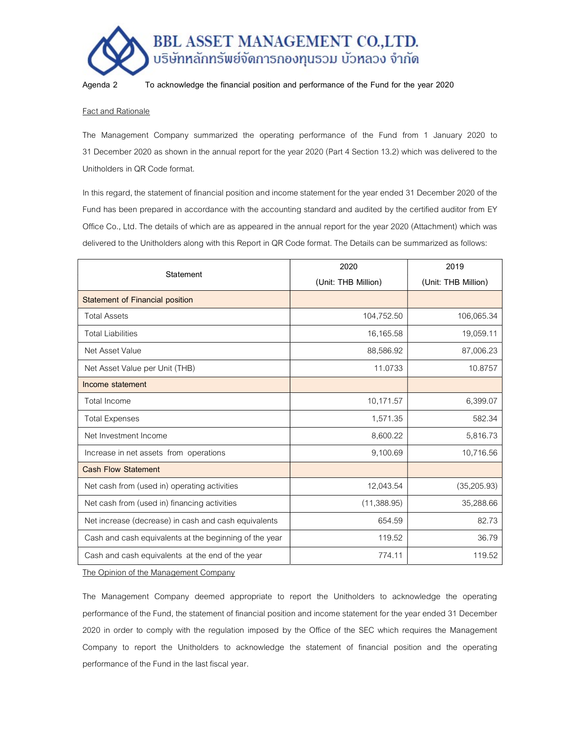# BBL ASSET MANAGEMENT CO.,LTD.
บริษัทหลักทรัพย์จัดการกองทุนรวม บัวหลวง จำกัด

**Agenda 2 To acknowledge the financial position and performance of the Fund for the year 2020**

Fact and Rationale

The Management Company summarized the operating performance of the Fund from 1 January 2020 to 31 December 2020 as shown in the annual report for the year 2020 (Part 4 Section 13.2) which was delivered to the Unitholders in QR Code format.

In this regard, the statement of financial position and income statement for the year ended 31 December 2020 of the Fund has been prepared in accordance with the accounting standard and audited by the certified auditor from EY Office Co., Ltd. The details of which are as appeared in the annual report for the year 2020 (Attachment) which was delivered to the Unitholders along with this Report in QR Code format. The Details can be summarized as follows:

| Statement | 2020 (Unit: THB Million) | 2019 (Unit: THB Million) |
|---|---|---|
| Statement of Financial position | | |
| Total Assets | 104,752.50 | 106,065.34 |
| Total Liabilities | 16,165.58 | 19,059.11 |
| Net Asset Value | 88,586.92 | 87,006.23 |
| Net Asset Value per Unit (THB) | 11.0733 | 10.8757 |
| Income statement | | |
| Total Income | 10,171.57 | 6,399.07 |
| Total Expenses | 1,571.35 | 582.34 |
| Net Investment Income | 8,600.22 | 5,816.73 |
| Increase in net assets from operations | 9,100.69 | 10,716.56 |
| Cash Flow Statement | | |
| Net cash from (used in) operating activities | 12,043.54 | (35,205.93) |
| Net cash from (used in) financing activities | (11,388.95) | 35,288.66 |
| Net increase (decrease) in cash and cash equivalents | 654.59 | 82.73 |
| Cash and cash equivalents at the beginning of the year | 119.52 | 36.79 |
| Cash and cash equivalents at the end of the year | 774.11 | 119.52 |

The Opinion of the Management Company

The Management Company deemed appropriate to report the Unitholders to acknowledge the operating performance of the Fund, the statement of financial position and income statement for the year ended 31 December 2020 in order to comply with the regulation imposed by the Office of the SEC which requires the Management Company to report the Unitholders to acknowledge the statement of financial position and the operating performance of the Fund in the last fiscal year.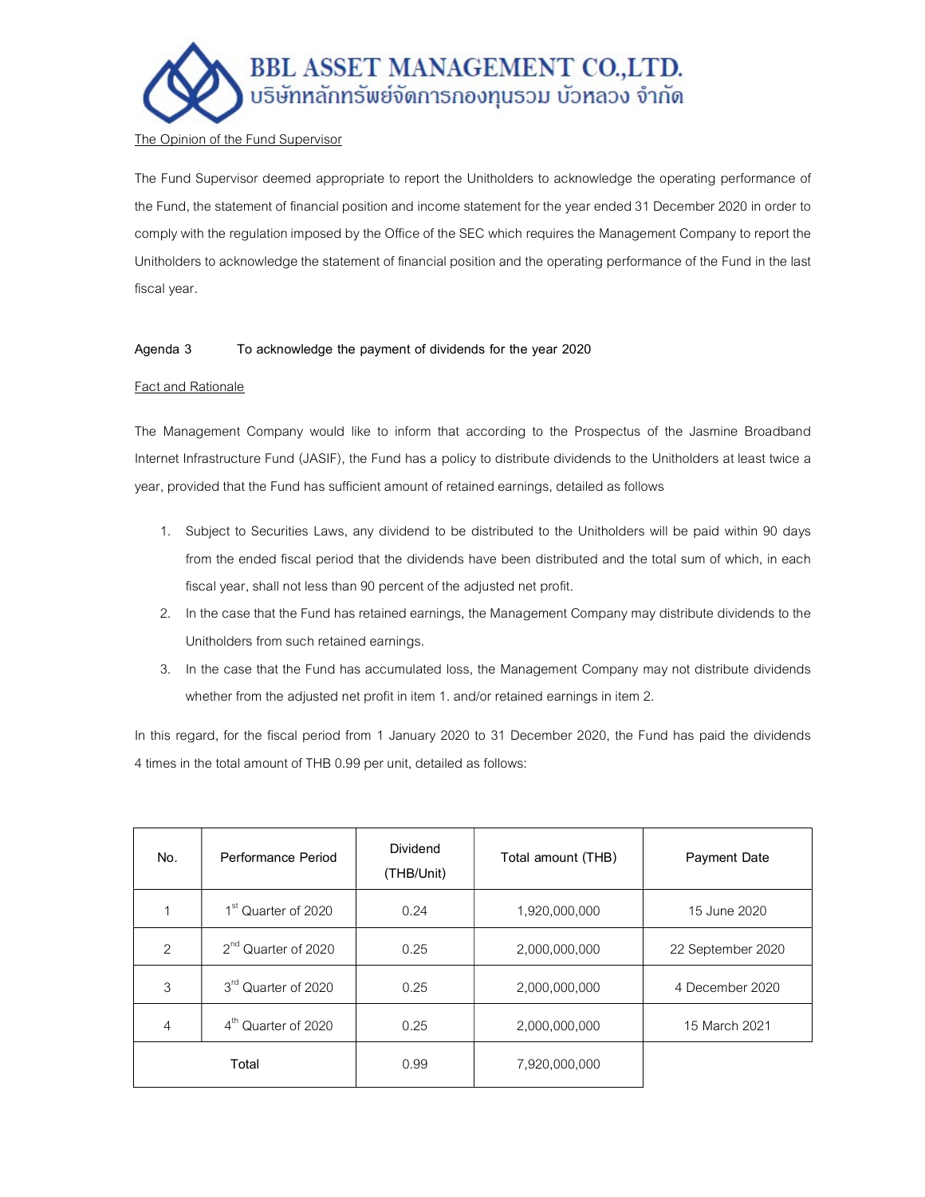The Opinion of the Fund Supervisor

The Fund Supervisor deemed appropriate to report the Unitholders to acknowledge the operating performance of the Fund, the statement of financial position and income statement for the year ended 31 December 2020 in order to comply with the regulation imposed by the Office of the SEC which requires the Management Company to report the Unitholders to acknowledge the statement of financial position and the operating performance of the Fund in the last fiscal year.

**Agenda 3 To acknowledge the payment of dividends for the year 2020**

Fact and Rationale

The Management Company would like to inform that according to the Prospectus of the Jasmine Broadband Internet Infrastructure Fund (JASIF), the Fund has a policy to distribute dividends to the Unitholders at least twice a year, provided that the Fund has sufficient amount of retained earnings, detailed as follows

1. Subject to Securities Laws, any dividend to be distributed to the Unitholders will be paid within 90 days from the ended fiscal period that the dividends have been distributed and the total sum of which, in each fiscal year, shall not less than 90 percent of the adjusted net profit.
2. In the case that the Fund has retained earnings, the Management Company may distribute dividends to the Unitholders from such retained earnings.
3. In the case that the Fund has accumulated loss, the Management Company may not distribute dividends whether from the adjusted net profit in item 1. and/or retained earnings in item 2.

In this regard, for the fiscal period from 1 January 2020 to 31 December 2020, the Fund has paid the dividends 4 times in the total amount of THB 0.99 per unit, detailed as follows:

| No. | Performance Period | Dividend (THB/Unit) | Total amount (THB) | Payment Date |
|---|---|---|---|---|
| 1 | 1st Quarter of 2020 | 0.24 | 1,920,000,000 | 15 June 2020 |
| 2 | 2nd Quarter of 2020 | 0.25 | 2,000,000,000 | 22 September 2020 |
| 3 | 3rd Quarter of 2020 | 0.25 | 2,000,000,000 | 4 December 2020 |
| 4 | 4th Quarter of 2020 | 0.25 | 2,000,000,000 | 15 March 2021 |
| Total | | 0.99 | 7,920,000,000 | |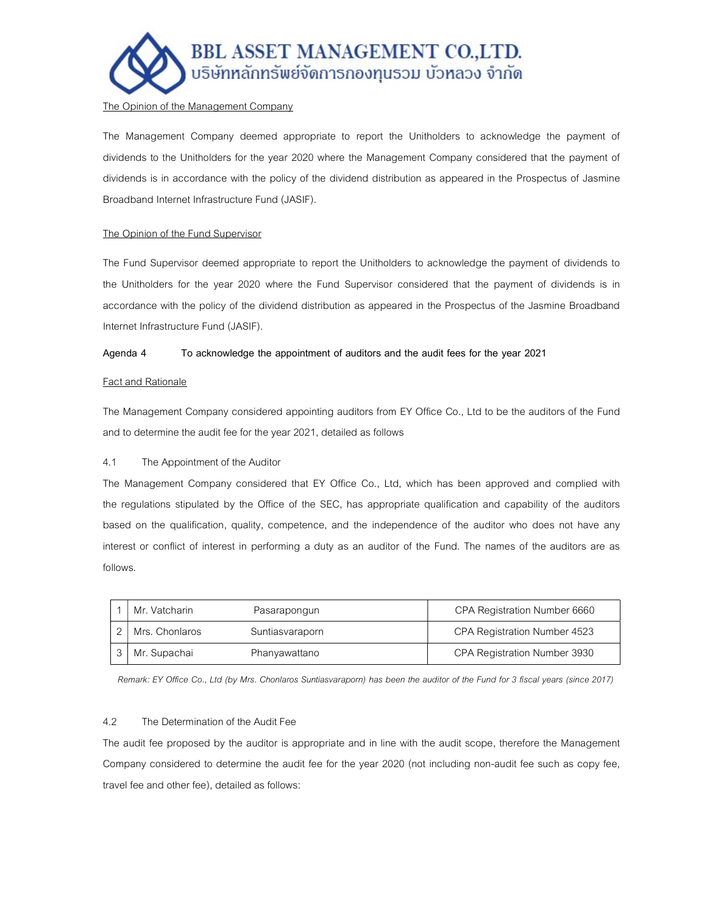The Opinion of the Management Company

The Management Company deemed appropriate to report the Unitholders to acknowledge the payment of dividends to the Unitholders for the year 2020 where the Management Company considered that the payment of dividends is in accordance with the policy of the dividend distribution as appeared in the Prospectus of Jasmine Broadband Internet Infrastructure Fund (JASIF).

The Opinion of the Fund Supervisor

The Fund Supervisor deemed appropriate to report the Unitholders to acknowledge the payment of dividends to the Unitholders for the year 2020 where the Fund Supervisor considered that the payment of dividends is in accordance with the policy of the dividend distribution as appeared in the Prospectus of the Jasmine Broadband Internet Infrastructure Fund (JASIF).

**Agenda 4 To acknowledge the appointment of auditors and the audit fees for the year 2021**

Fact and Rationale

The Management Company considered appointing auditors from EY Office Co., Ltd to be the auditors of the Fund and to determine the audit fee for the year 2021, detailed as follows

4.1 The Appointment of the Auditor

The Management Company considered that EY Office Co., Ltd, which has been approved and complied with the regulations stipulated by the Office of the SEC, has appropriate qualification and capability of the auditors based on the qualification, quality, competence, and the independence of the auditor who does not have any interest or conflict of interest in performing a duty as an auditor of the Fund. The names of the auditors are as follows.

| | | | |
|---|---|---|---|
| 1 | Mr. Vatcharin | Pasarapongun | CPA Registration Number 6660 |
| 2 | Mrs. Chonlaros | Suntiasvaraporn | CPA Registration Number 4523 |
| 3 | Mr. Supachai | Phanyawattano | CPA Registration Number 3930 |

*Remark: EY Office Co., Ltd (by Mrs. Chonlaros Suntiasvaraporn) has been the auditor of the Fund for 3 fiscal years (since 2017)*

4.2 The Determination of the Audit Fee

The audit fee proposed by the auditor is appropriate and in line with the audit scope, therefore the Management Company considered to determine the audit fee for the year 2020 (not including non-audit fee such as copy fee, travel fee and other fee), detailed as follows: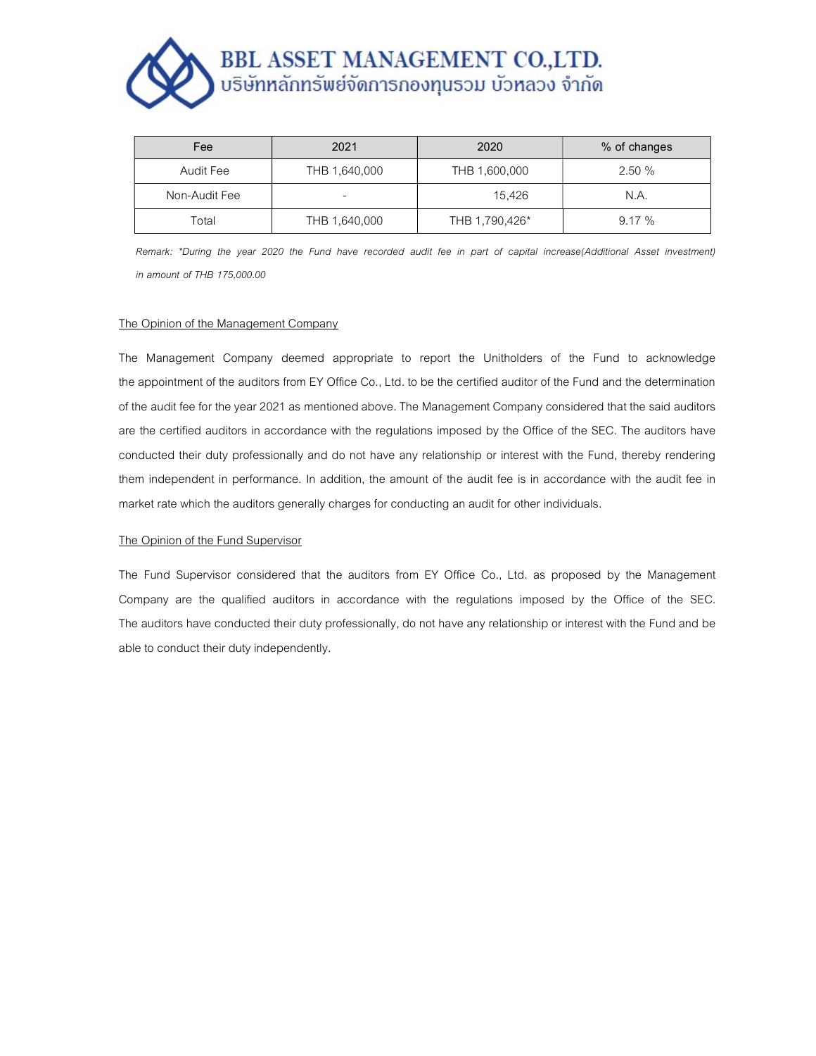| Fee | 2021 | 2020 | % of changes |
|---|---|---|---|
| Audit Fee | THB 1,640,000 | THB 1,600,000 | 2.50 % |
| Non-Audit Fee | - | 15,426 | N.A. |
| Total | THB 1,640,000 | THB 1,790,426* | 9.17 % |

*Remark: *During the year 2020 the Fund have recorded audit fee in part of capital increase(Additional Asset investment) in amount of THB 175,000.00*

The Opinion of the Management Company

The Management Company deemed appropriate to report the Unitholders of the Fund to acknowledge the appointment of the auditors from EY Office Co., Ltd. to be the certified auditor of the Fund and the determination of the audit fee for the year 2021 as mentioned above. The Management Company considered that the said auditors are the certified auditors in accordance with the regulations imposed by the Office of the SEC. The auditors have conducted their duty professionally and do not have any relationship or interest with the Fund, thereby rendering them independent in performance. In addition, the amount of the audit fee is in accordance with the audit fee in market rate which the auditors generally charges for conducting an audit for other individuals.

The Opinion of the Fund Supervisor

The Fund Supervisor considered that the auditors from EY Office Co., Ltd. as proposed by the Management Company are the qualified auditors in accordance with the regulations imposed by the Office of the SEC. The auditors have conducted their duty professionally, do not have any relationship or interest with the Fund and be able to conduct their duty independently.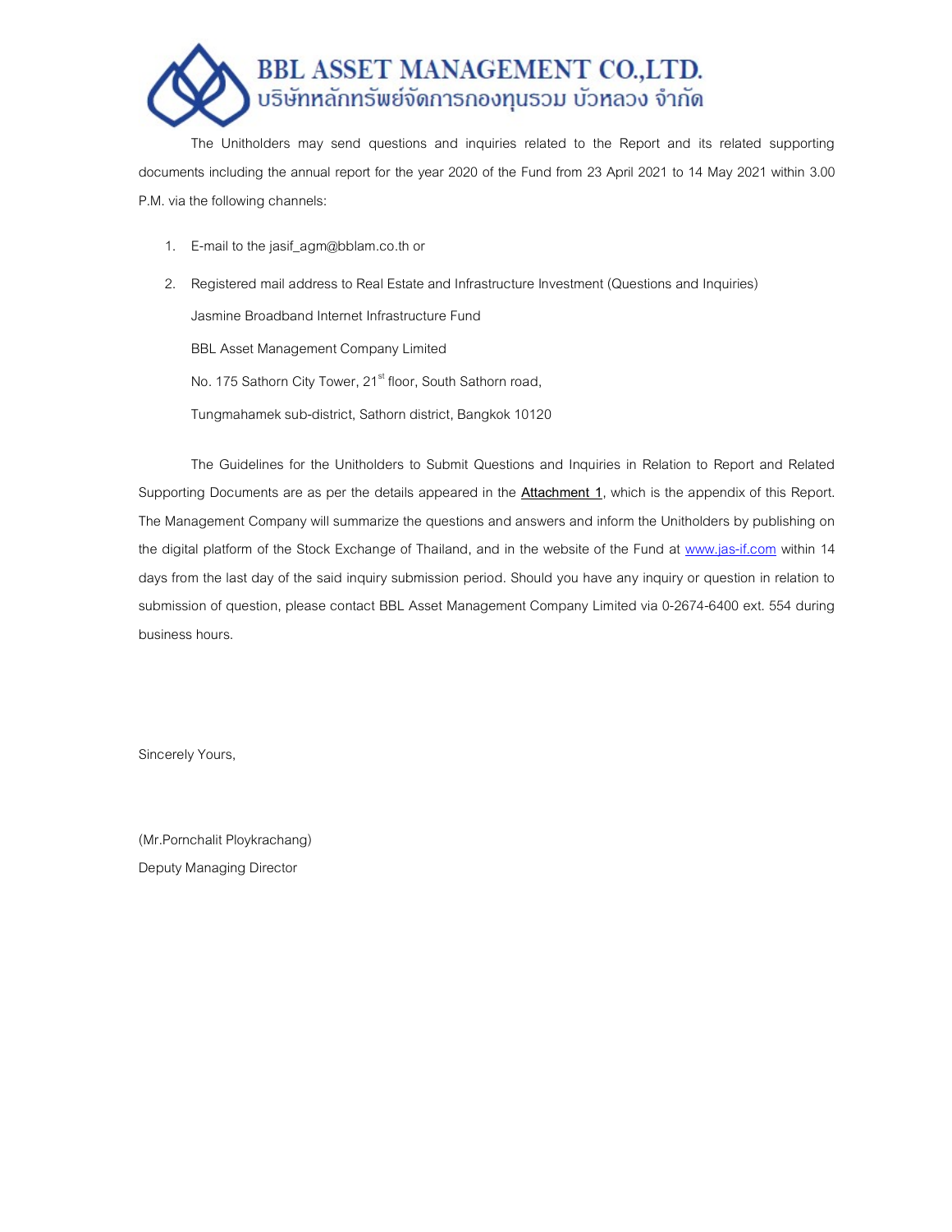The Unitholders may send questions and inquiries related to the Report and its related supporting documents including the annual report for the year 2020 of the Fund from 23 April 2021 to 14 May 2021 within 3.00 P.M. via the following channels:

1. E-mail to the jasif_agm@bblam.co.th or
2. Registered mail address to Real Estate and Infrastructure Investment (Questions and Inquiries)

   Jasmine Broadband Internet Infrastructure Fund

   BBL Asset Management Company Limited

   No. 175 Sathorn City Tower, 21st floor, South Sathorn road,

   Tungmahamek sub-district, Sathorn district, Bangkok 10120

The Guidelines for the Unitholders to Submit Questions and Inquiries in Relation to Report and Related Supporting Documents are as per the details appeared in the **Attachment 1**, which is the appendix of this Report. The Management Company will summarize the questions and answers and inform the Unitholders by publishing on the digital platform of the Stock Exchange of Thailand, and in the website of the Fund at www.jas-if.com within 14 days from the last day of the said inquiry submission period. Should you have any inquiry or question in relation to submission of question, please contact BBL Asset Management Company Limited via 0-2674-6400 ext. 554 during business hours.

Sincerely Yours,

(Mr.Pornchalit Ploykrachang)

Deputy Managing Director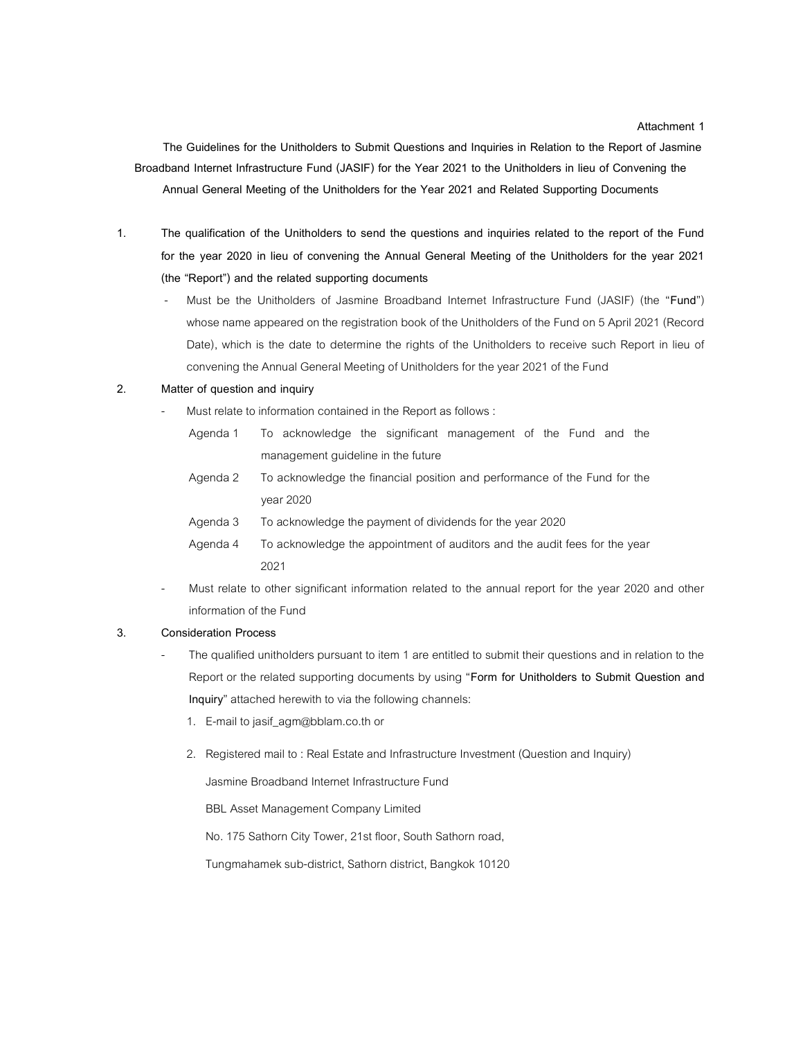Attachment 1

**The Guidelines for the Unitholders to Submit Questions and Inquiries in Relation to the Report of Jasmine Broadband Internet Infrastructure Fund (JASIF) for the Year 2021 to the Unitholders in lieu of Convening the Annual General Meeting of the Unitholders for the Year 2021 and Related Supporting Documents**

1. **The qualification of the Unitholders to send the questions and inquiries related to the report of the Fund for the year 2020 in lieu of convening the Annual General Meeting of the Unitholders for the year 2021 (the "Report") and the related supporting documents**
   - Must be the Unitholders of Jasmine Broadband Internet Infrastructure Fund (JASIF) (the "**Fund**") whose name appeared on the registration book of the Unitholders of the Fund on 5 April 2021 (Record Date), which is the date to determine the rights of the Unitholders to receive such Report in lieu of convening the Annual General Meeting of Unitholders for the year 2021 of the Fund

2. **Matter of question and inquiry**
   - Must relate to information contained in the Report as follows :

     Agenda 1 To acknowledge the significant management of the Fund and the management guideline in the future

     Agenda 2 To acknowledge the financial position and performance of the Fund for the year 2020

     Agenda 3 To acknowledge the payment of dividends for the year 2020

     Agenda 4 To acknowledge the appointment of auditors and the audit fees for the year 2021
   - Must relate to other significant information related to the annual report for the year 2020 and other information of the Fund

3. **Consideration Process**
   - The qualified unitholders pursuant to item 1 are entitled to submit their questions and in relation to the Report or the related supporting documents by using "**Form for Unitholders to Submit Question and Inquiry**" attached herewith to via the following channels:
     1. E-mail to jasif_agm@bblam.co.th or
     2. Registered mail to : Real Estate and Infrastructure Investment (Question and Inquiry)

        Jasmine Broadband Internet Infrastructure Fund

        BBL Asset Management Company Limited

        No. 175 Sathorn City Tower, 21st floor, South Sathorn road,

        Tungmahamek sub-district, Sathorn district, Bangkok 10120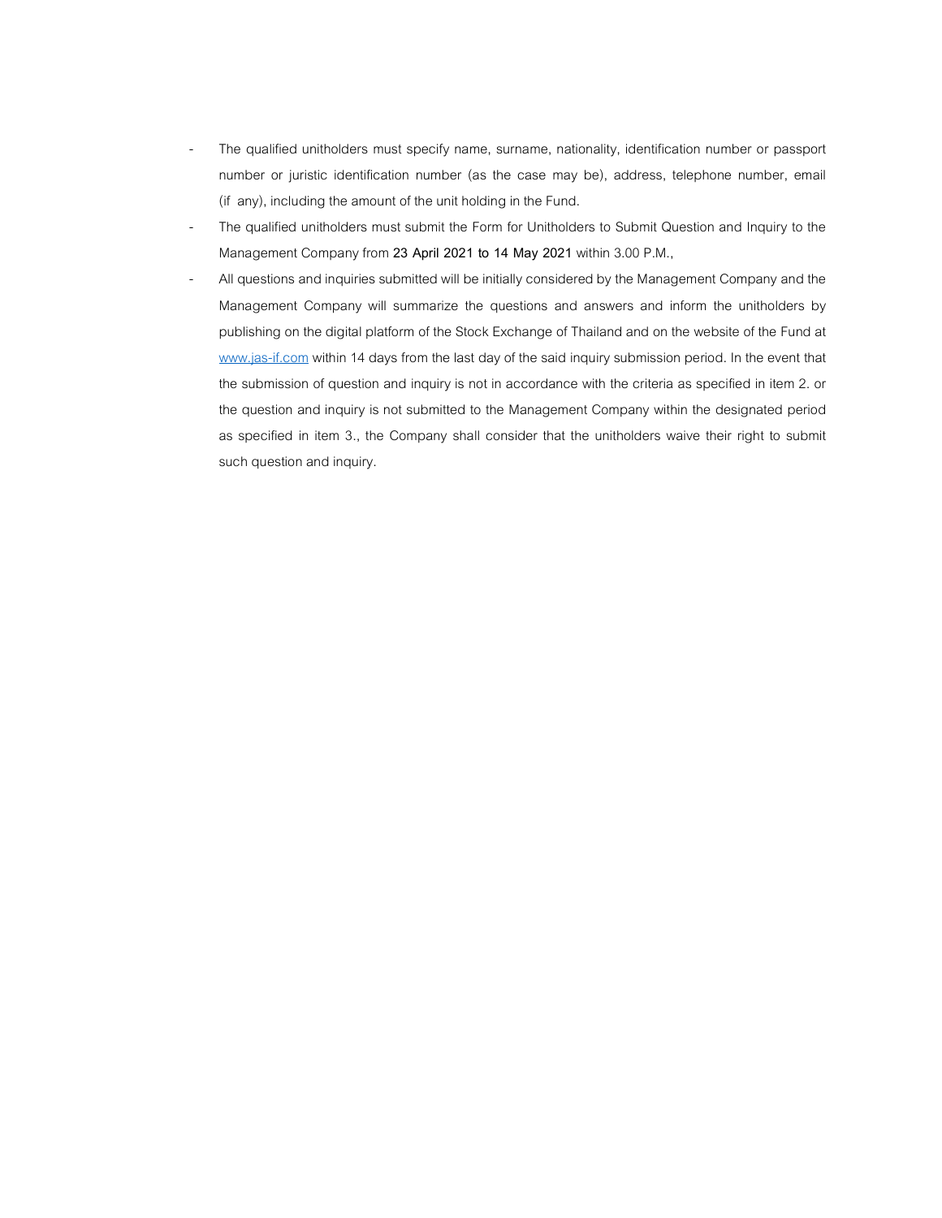- The qualified unitholders must specify name, surname, nationality, identification number or passport number or juristic identification number (as the case may be), address, telephone number, email (if any), including the amount of the unit holding in the Fund.
- The qualified unitholders must submit the Form for Unitholders to Submit Question and Inquiry to the Management Company from **23 April 2021 to 14 May 2021** within 3.00 P.M.,
- All questions and inquiries submitted will be initially considered by the Management Company and the Management Company will summarize the questions and answers and inform the unitholders by publishing on the digital platform of the Stock Exchange of Thailand and on the website of the Fund at [www.jas-if.com](http://www.jas-if.com) within 14 days from the last day of the said inquiry submission period. In the event that the submission of question and inquiry is not in accordance with the criteria as specified in item 2. or the question and inquiry is not submitted to the Management Company within the designated period as specified in item 3., the Company shall consider that the unitholders waive their right to submit such question and inquiry.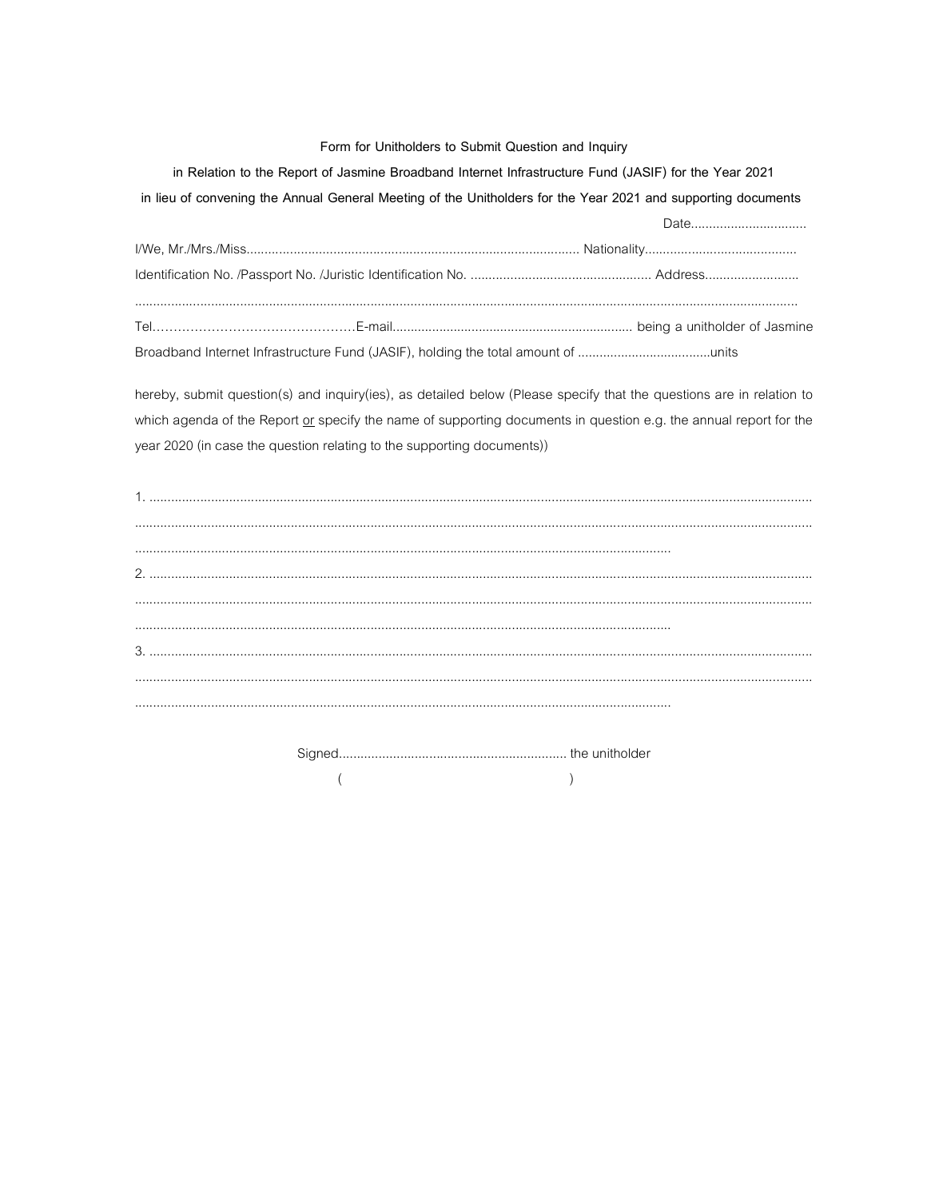**Form for Unitholders to Submit Question and Inquiry**

**in Relation to the Report of Jasmine Broadband Internet Infrastructure Fund (JASIF) for the Year 2021**

**in lieu of convening the Annual General Meeting of the Unitholders for the Year 2021 and supporting documents**

Date................................

I/We, Mr./Mrs./Miss............................................................................................ Nationality..........................................

Identification No. /Passport No. /Juristic Identification No. .................................................. Address..........................

.....................................................................................................................................................................................

Tel…………………………………………E-mail.................................................................. being a unitholder of Jasmine Broadband Internet Infrastructure Fund (JASIF), holding the total amount of .....................................units

hereby, submit question(s) and inquiry(ies), as detailed below (Please specify that the questions are in relation to which agenda of the Report <u>or</u> specify the name of supporting documents in question e.g. the annual report for the year 2020 (in case the question relating to the supporting documents))

1. ..................................................................................................................................................................................
.....................................................................................................................................................................................
..................................................................................................................................................

2. ..................................................................................................................................................................................
.....................................................................................................................................................................................
..................................................................................................................................................

3. ..................................................................................................................................................................................
.....................................................................................................................................................................................
..................................................................................................................................................

Signed............................................................... the unitholder

( )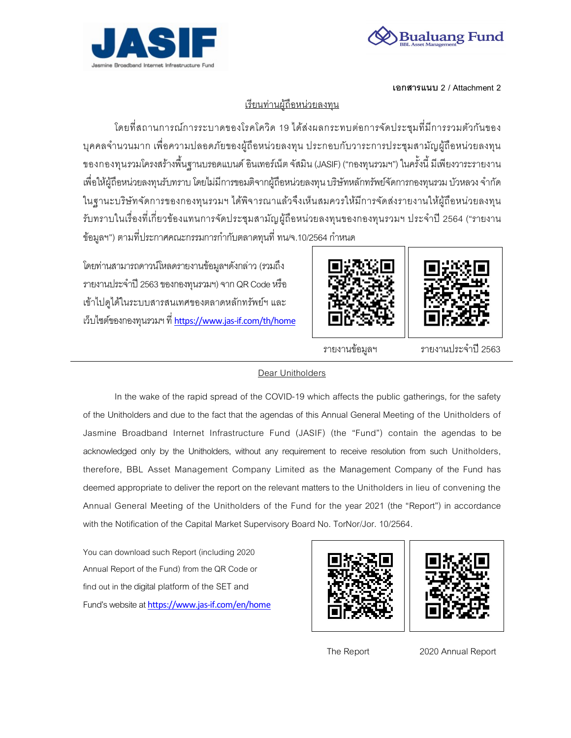JASIF

Jasmine Broadband Internet Infrastructure Fund

Bualuang Fund

BBL Asset Management

**เอกสารแนบ** 2 / Attachment 2

<u>เรียนท่านผู้ถือหน่วยลงทุน</u>

โดยที่สถานการณ์การระบาดของโรคโควิด 19 ได้ส่งผลกระทบต่อการจัดประชุมที่มีการรวมตัวกันของบุคคลจำนวนมาก เพื่อความปลอดภัยของผู้ถือหน่วยลงทุน ประกอบกับวาระการประชุมสามัญผู้ถือหน่วยลงทุนของกองทุนรวมโครงสร้างพื้นฐานบรอดแบนด์ อินเทอร์เน็ต จัสมิน (JASIF) ("กองทุนรวมฯ") ในครั้งนี้ มีเพียงวาระรายงานเพื่อให้ผู้ถือหน่วยลงทุนรับทราบ โดยไม่มีการขอมติจากผู้ถือหน่วยลงทุน บริษัทหลักทรัพย์จัดการกองทุนรวม บัวหลวง จำกัด ในฐานะบริษัทจัดการของกองทุนรวมฯ ได้พิจารณาแล้วจึงเห็นสมควรให้มีการจัดส่งรายงานให้ผู้ถือหน่วยลงทุนรับทราบในเรื่องที่เกี่ยวข้องแทนการจัดประชุมสามัญผู้ถือหน่วยลงทุนของกองทุนรวมฯ ประจำปี 2564 ("รายงานข้อมูลฯ") ตามที่ประกาศคณะกรรมการกำกับตลาดทุนที่ ทน/จ.10/2564 กำหนด

โดยท่านสามารถดาวน์โหลดรายงานข้อมูลฯดังกล่าว (รวมถึงรายงานประจำปี 2563 ของกองทุนรวมฯ) จาก QR Code หรือเข้าไปดูได้ในระบบสารสนเทศของตลาดหลักทรัพย์ฯ และเว็บไซต์ของกองทุนรวมฯ ที่ https://www.jas-if.com/th/home

รายงานข้อมูลฯ

รายงานประจำปี 2563

---

<u>Dear Unitholders</u>

In the wake of the rapid spread of the COVID-19 which affects the public gatherings, for the safety of the Unitholders and due to the fact that the agendas of this Annual General Meeting of the Unitholders of Jasmine Broadband Internet Infrastructure Fund (JASIF) (the "Fund") contain the agendas to be acknowledged only by the Unitholders, without any requirement to receive resolution from such Unitholders, therefore, BBL Asset Management Company Limited as the Management Company of the Fund has deemed appropriate to deliver the report on the relevant matters to the Unitholders in lieu of convening the Annual General Meeting of the Unitholders of the Fund for the year 2021 (the "Report") in accordance with the Notification of the Capital Market Supervisory Board No. TorNor/Jor. 10/2564.

You can download such Report (including 2020 Annual Report of the Fund) from the QR Code or find out in the digital platform of the SET and Fund's website at https://www.jas-if.com/en/home

The Report

2020 Annual Report